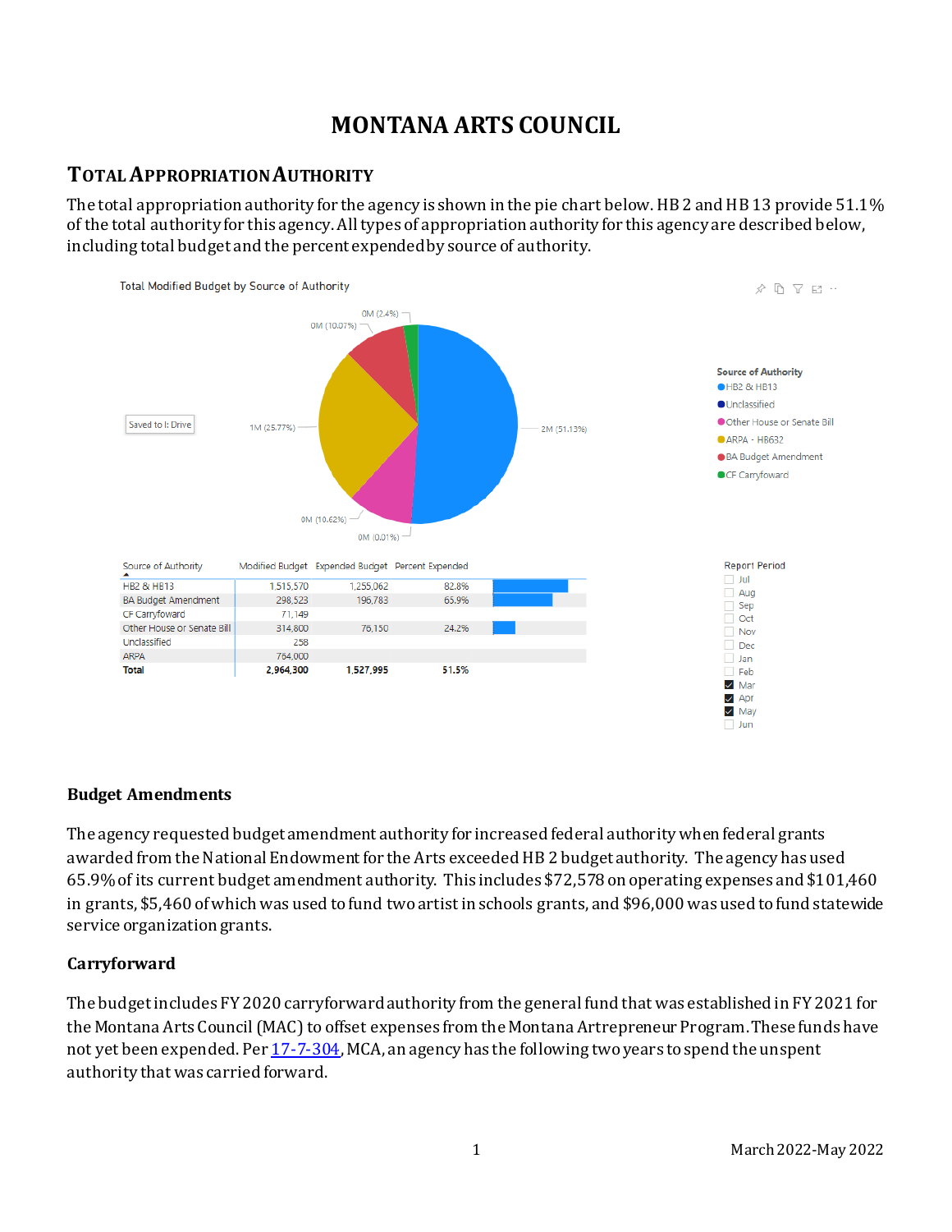# MONTANA ARTS COUNCIL

## TOTAL APPROPRIATION AUTHORITY

The total appropriation authority for the agency is shown in the pie chart below. HB 2 and HB 13 provide 51.1% of the total authority for this agency. All types of appropriation authority for this agency are described below, including total budget and the percent expended by source of authority.

Total Modified Budget by Source of Authority

| Source of Authority | Modified Budget | Expended Budget | Percent Expended |
|---|---|---|---|
| HB2 & HB13 | 1,515,570 | 1,255,062 | 82.8% |
| BA Budget Amendment | 298,523 | 196,783 | 65.9% |
| CF Carryfoward | 71,149 | | |
| Other House or Senate Bill | 314,800 | 76,150 | 24.2% |
| Unclassified | 258 | | |
| ARPA | 764,000 | | |
| **Total** | **2,964,300** | **1,527,995** | **51.5%** |

Report Period: Mar, Apr, May

### Budget Amendments

The agency requested budget amendment authority for increased federal authority when federal grants awarded from the National Endowment for the Arts exceeded HB 2 budget authority. The agency has used 65.9% of its current budget amendment authority. This includes $72,578 on operating expenses and $101,460 in grants, $5,460 of which was used to fund two artist in schools grants, and $96,000 was used to fund statewide service organization grants.

### Carryforward

The budget includes FY 2020 carryforward authority from the general fund that was established in FY 2021 for the Montana Arts Council (MAC) to offset expenses from the Montana Artrepreneur Program. These funds have not yet been expended. Per 17-7-304, MCA, an agency has the following two years to spend the unspent authority that was carried forward.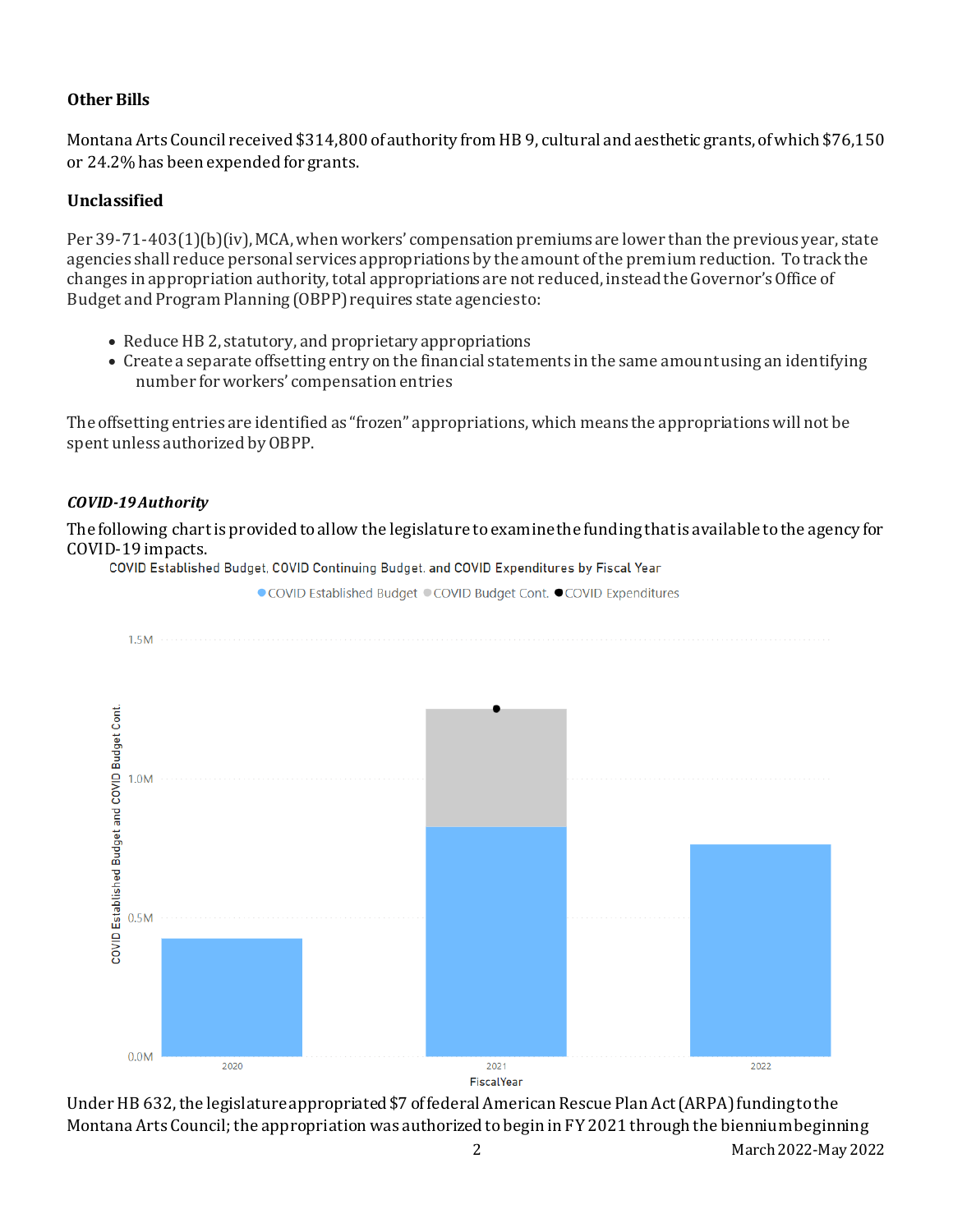**Other Bills**

Montana Arts Council received $314,800 of authority from HB 9, cultural and aesthetic grants, of which $76,150 or 24.2% has been expended for grants.

**Unclassified**

Per 39-71-403(1)(b)(iv), MCA, when workers' compensation premiums are lower than the previous year, state agencies shall reduce personal services appropriations by the amount of the premium reduction. To track the changes in appropriation authority, total appropriations are not reduced, instead the Governor's Office of Budget and Program Planning (OBPP) requires state agencies to:

- Reduce HB 2, statutory, and proprietary appropriations
- Create a separate offsetting entry on the financial statements in the same amount using an identifying number for workers' compensation entries

The offsetting entries are identified as "frozen" appropriations, which means the appropriations will not be spent unless authorized by OBPP.

***COVID-19 Authority***

The following chart is provided to allow the legislature to examine the funding that is available to the agency for COVID-19 impacts.

COVID Established Budget, COVID Continuing Budget, and COVID Expenditures by Fiscal Year

Under HB 632, the legislature appropriated $7 of federal American Rescue Plan Act (ARPA) funding to the Montana Arts Council; the appropriation was authorized to begin in FY 2021 through the biennium beginning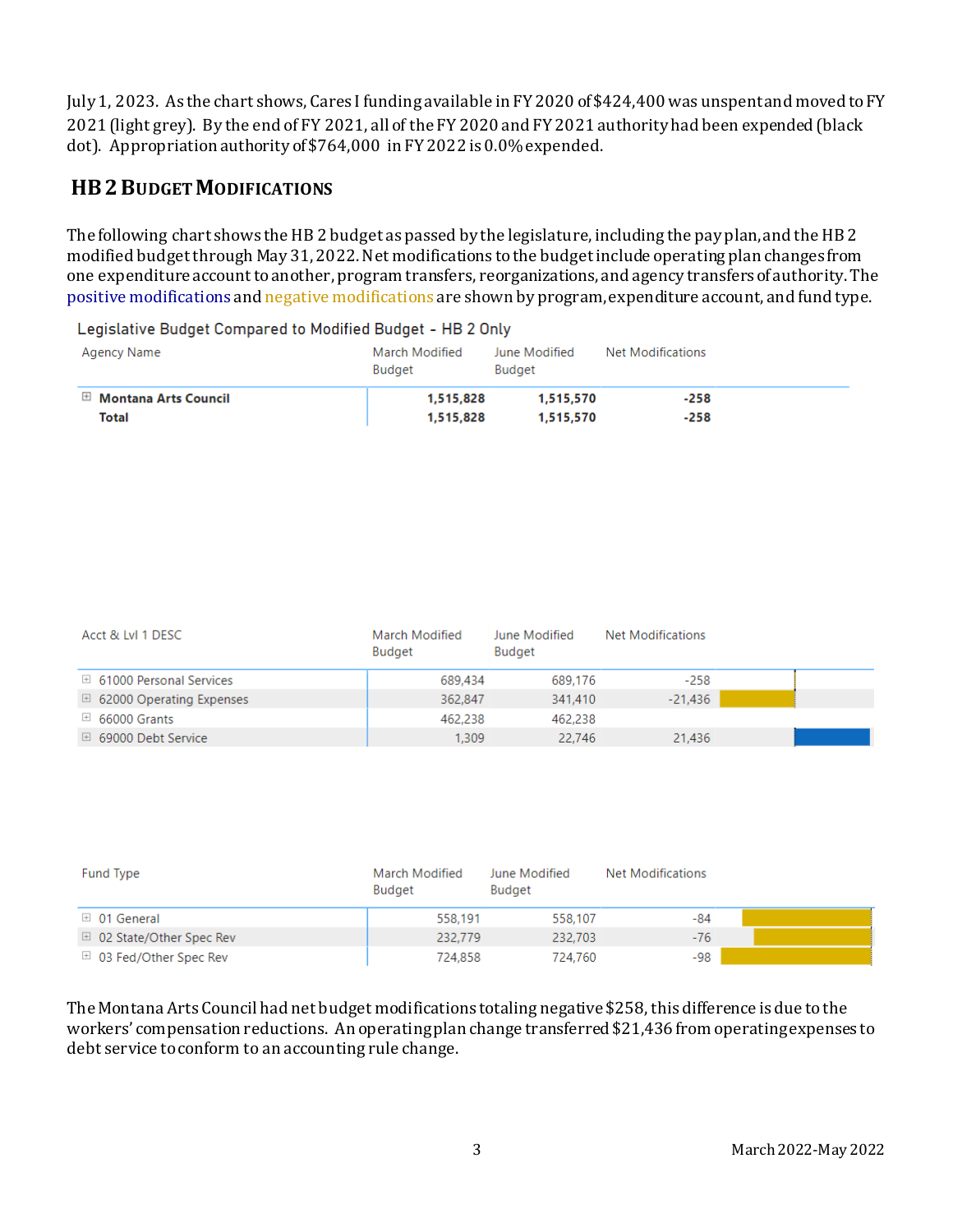July 1, 2023. As the chart shows, Cares I funding available in FY 2020 of $424,400 was unspent and moved to FY 2021 (light grey). By the end of FY 2021, all of the FY 2020 and FY 2021 authority had been expended (black dot). Appropriation authority of $764,000 in FY 2022 is 0.0% expended.

## HB 2 Budget Modifications

The following chart shows the HB 2 budget as passed by the legislature, including the pay plan, and the HB 2 modified budget through May 31, 2022. Net modifications to the budget include operating plan changes from one expenditure account to another, program transfers, reorganizations, and agency transfers of authority. The positive modifications and negative modifications are shown by program, expenditure account, and fund type.

Legislative Budget Compared to Modified Budget - HB 2 Only

| Agency Name | March Modified Budget | June Modified Budget | Net Modifications |
|---|---|---|---|
| **Montana Arts Council** | **1,515,828** | **1,515,570** | **-258** |
| **Total** | **1,515,828** | **1,515,570** | **-258** |

| Acct & Lvl 1 DESC | March Modified Budget | June Modified Budget | Net Modifications |
|---|---|---|---|
| 61000 Personal Services | 689,434 | 689,176 | -258 |
| 62000 Operating Expenses | 362,847 | 341,410 | -21,436 |
| 66000 Grants | 462,238 | 462,238 | |
| 69000 Debt Service | 1,309 | 22,746 | 21,436 |

| Fund Type | March Modified Budget | June Modified Budget | Net Modifications |
|---|---|---|---|
| 01 General | 558,191 | 558,107 | -84 |
| 02 State/Other Spec Rev | 232,779 | 232,703 | -76 |
| 03 Fed/Other Spec Rev | 724,858 | 724,760 | -98 |

The Montana Arts Council had net budget modifications totaling negative $258, this difference is due to the workers' compensation reductions. An operating plan change transferred $21,436 from operating expenses to debt service to conform to an accounting rule change.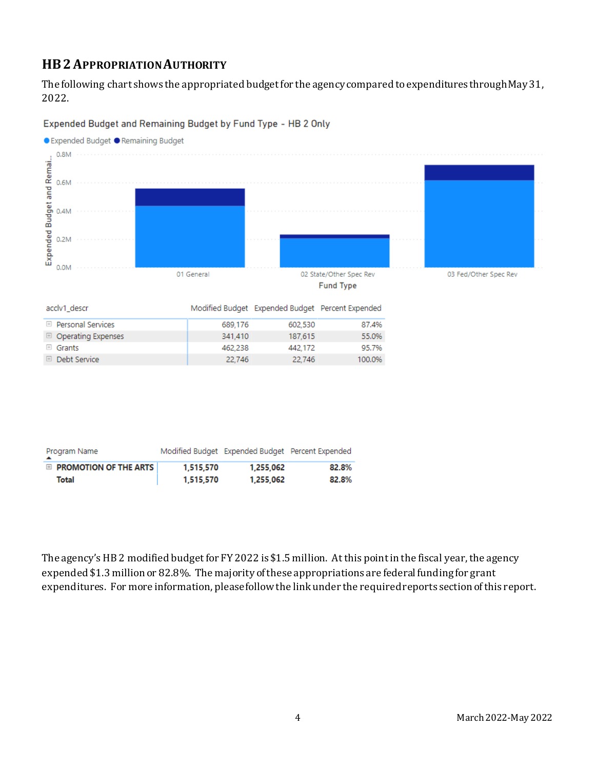## HB 2 Appropriation Authority

The following chart shows the appropriated budget for the agency compared to expenditures through May 31, 2022.

Expended Budget and Remaining Budget by Fund Type - HB 2 Only

| acclv1_descr | Modified Budget | Expended Budget | Percent Expended |
|---|---|---|---|
| Personal Services | 689,176 | 602,530 | 87.4% |
| Operating Expenses | 341,410 | 187,615 | 55.0% |
| Grants | 462,238 | 442,172 | 95.7% |
| Debt Service | 22,746 | 22,746 | 100.0% |

| Program Name | Modified Budget | Expended Budget | Percent Expended |
|---|---|---|---|
| **PROMOTION OF THE ARTS** | **1,515,570** | **1,255,062** | **82.8%** |
| **Total** | **1,515,570** | **1,255,062** | **82.8%** |

The agency's HB 2 modified budget for FY 2022 is $1.5 million. At this point in the fiscal year, the agency expended $1.3 million or 82.8%. The majority of these appropriations are federal funding for grant expenditures. For more information, please follow the link under the required reports section of this report.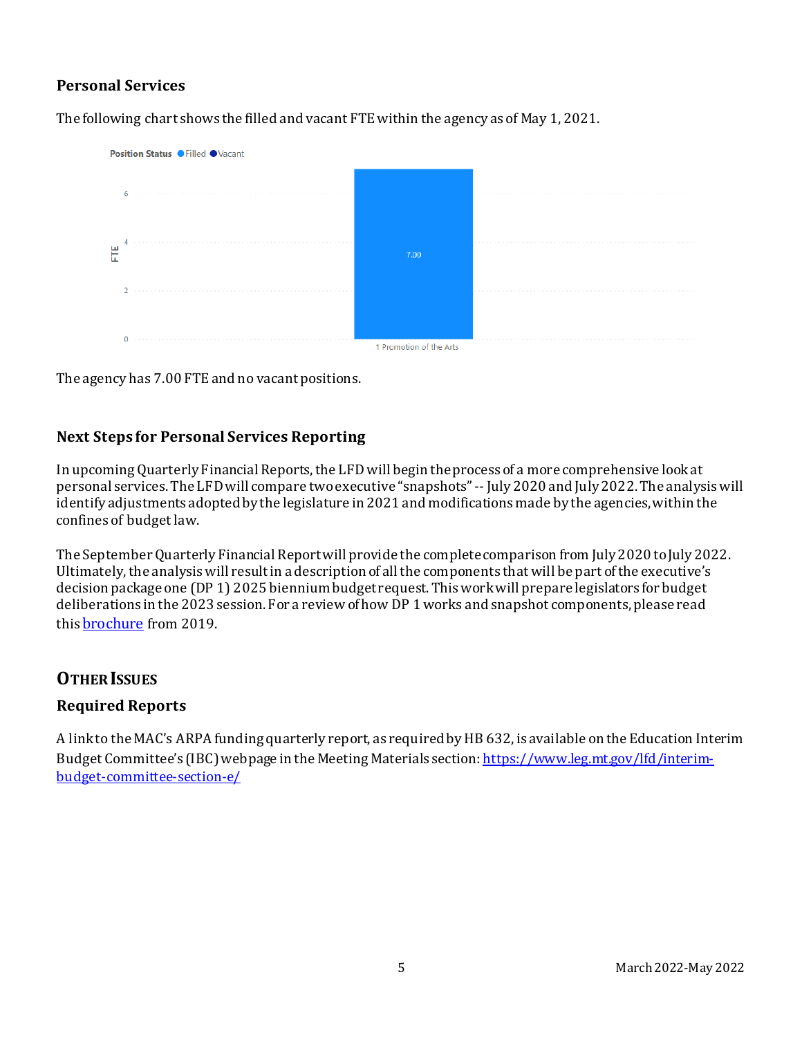### Personal Services

The following chart shows the filled and vacant FTE within the agency as of May 1, 2021.

Position Status ● Filled ● Vacant

FTE

6

4

2

0

7.00

1 Promotion of the Arts

The agency has 7.00 FTE and no vacant positions.

### Next Steps for Personal Services Reporting

In upcoming Quarterly Financial Reports, the LFD will begin the process of a more comprehensive look at personal services. The LFD will compare two executive "snapshots" -- July 2020 and July 2022. The analysis will identify adjustments adopted by the legislature in 2021 and modifications made by the agencies, within the confines of budget law.

The September Quarterly Financial Report will provide the complete comparison from July 2020 to July 2022. Ultimately, the analysis will result in a description of all the components that will be part of the executive's decision package one (DP 1) 2025 biennium budget request. This work will prepare legislators for budget deliberations in the 2023 session. For a review of how DP 1 works and snapshot components, please read this brochure from 2019.

## Other Issues

### Required Reports

A link to the MAC's ARPA funding quarterly report, as required by HB 632, is available on the Education Interim Budget Committee's (IBC) webpage in the Meeting Materials section: https://www.leg.mt.gov/lfd/interim-budget-committee-section-e/